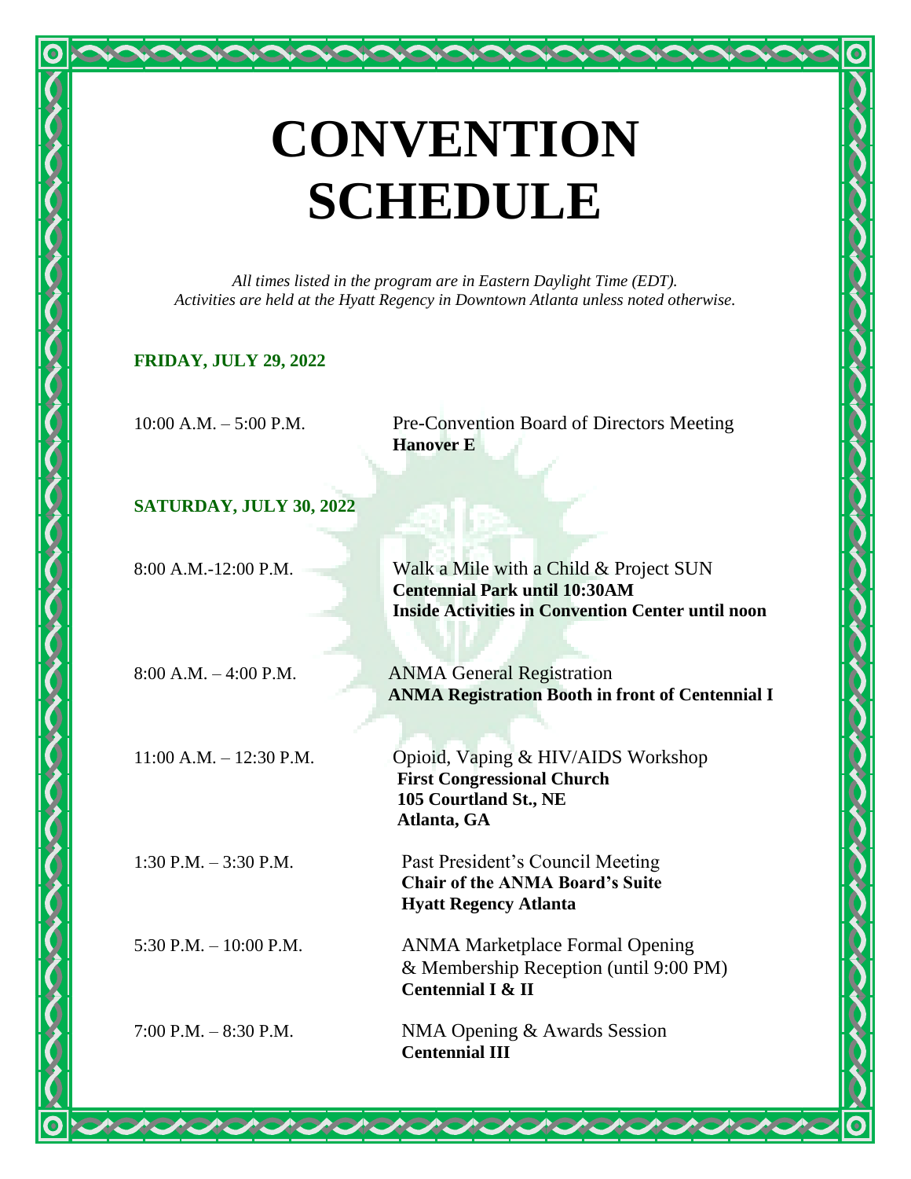# CONVENTION SCHEDULE

*All times listed in the program are in Eastern Daylight Time (EDT).*
*Activities are held at the Hyatt Regency in Downtown Atlanta unless noted otherwise.*

## FRIDAY, JULY 29, 2022

| Time | Event |
|---|---|
| 10:00 A.M. – 5:00 P.M. | Pre-Convention Board of Directors Meeting<br>**Hanover E** |

## SATURDAY, JULY 30, 2022

| Time | Event |
|---|---|
| 8:00 A.M.-12:00 P.M. | Walk a Mile with a Child & Project SUN<br>**Centennial Park until 10:30AM**<br>**Inside Activities in Convention Center until noon** |
| 8:00 A.M. – 4:00 P.M. | ANMA General Registration<br>**ANMA Registration Booth in front of Centennial I** |
| 11:00 A.M. – 12:30 P.M. | Opioid, Vaping & HIV/AIDS Workshop<br>**First Congressional Church**<br>**105 Courtland St., NE**<br>**Atlanta, GA** |
| 1:30 P.M. – 3:30 P.M. | Past President's Council Meeting<br>**Chair of the ANMA Board's Suite**<br>**Hyatt Regency Atlanta** |
| 5:30 P.M. – 10:00 P.M. | ANMA Marketplace Formal Opening<br>& Membership Reception (until 9:00 PM)<br>**Centennial I & II** |
| 7:00 P.M. – 8:30 P.M. | NMA Opening & Awards Session<br>**Centennial III** |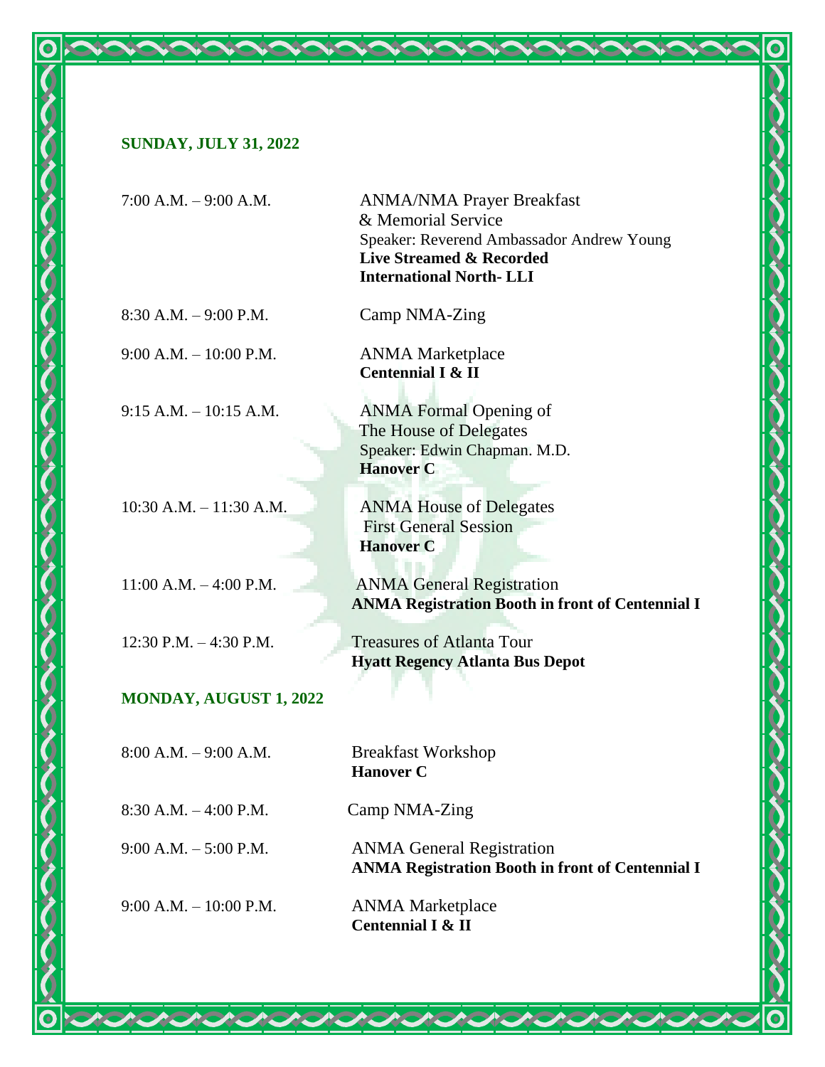## SUNDAY, JULY 31, 2022

| | |
|---|---|
| 7:00 A.M. – 9:00 A.M. | ANMA/NMA Prayer Breakfast & Memorial Service<br>Speaker: Reverend Ambassador Andrew Young<br>**Live Streamed & Recorded**<br>**International North- LLI** |
| 8:30 A.M. – 9:00 P.M. | Camp NMA-Zing |
| 9:00 A.M. – 10:00 P.M. | ANMA Marketplace<br>**Centennial I & II** |
| 9:15 A.M. – 10:15 A.M. | ANMA Formal Opening of The House of Delegates<br>Speaker: Edwin Chapman. M.D.<br>**Hanover C** |
| 10:30 A.M. – 11:30 A.M. | ANMA House of Delegates First General Session<br>**Hanover C** |
| 11:00 A.M. – 4:00 P.M. | ANMA General Registration<br>**ANMA Registration Booth in front of Centennial I** |
| 12:30 P.M. – 4:30 P.M. | Treasures of Atlanta Tour<br>**Hyatt Regency Atlanta Bus Depot** |

## MONDAY, AUGUST 1, 2022

| | |
|---|---|
| 8:00 A.M. – 9:00 A.M. | Breakfast Workshop<br>**Hanover C** |
| 8:30 A.M. – 4:00 P.M. | Camp NMA-Zing |
| 9:00 A.M. – 5:00 P.M. | ANMA General Registration<br>**ANMA Registration Booth in front of Centennial I** |
| 9:00 A.M. – 10:00 P.M. | ANMA Marketplace<br>**Centennial I & II** |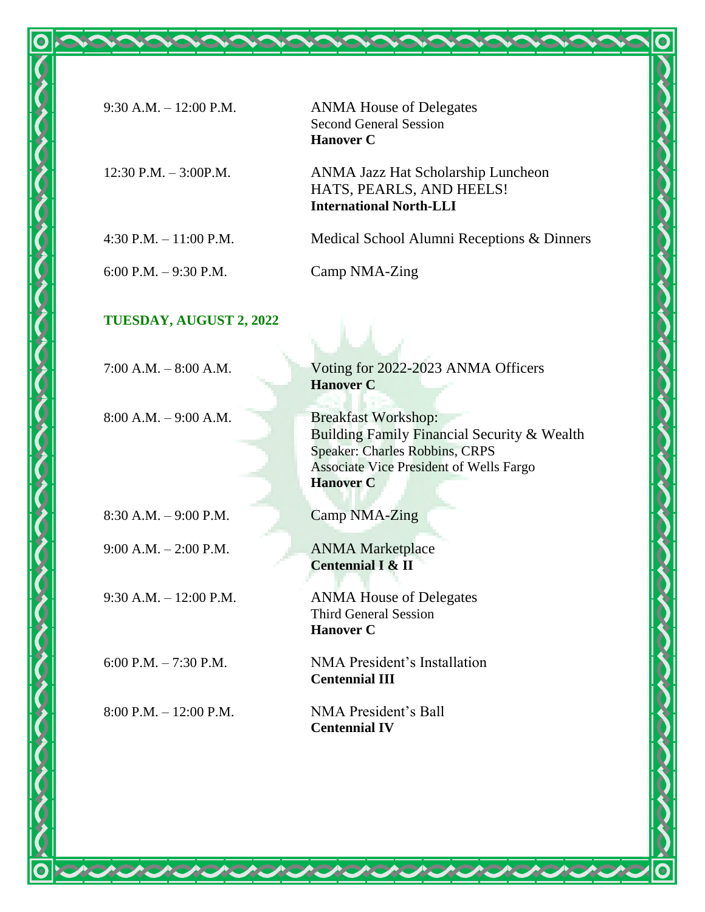9:30 A.M. – 12:00 P.M.
ANMA House of Delegates
Second General Session
**Hanover C**

12:30 P.M. – 3:00P.M.
ANMA Jazz Hat Scholarship Luncheon
HATS, PEARLS, AND HEELS!
**International North-LLI**

4:30 P.M. – 11:00 P.M.
Medical School Alumni Receptions & Dinners

6:00 P.M. – 9:30 P.M.
Camp NMA-Zing

## TUESDAY, AUGUST 2, 2022

7:00 A.M. – 8:00 A.M.
Voting for 2022-2023 ANMA Officers
**Hanover C**

8:00 A.M. – 9:00 A.M.
Breakfast Workshop:
Building Family Financial Security & Wealth
Speaker: Charles Robbins, CRPS
Associate Vice President of Wells Fargo
**Hanover C**

8:30 A.M. – 9:00 P.M.
Camp NMA-Zing

9:00 A.M. – 2:00 P.M.
ANMA Marketplace
**Centennial I & II**

9:30 A.M. – 12:00 P.M.
ANMA House of Delegates
Third General Session
**Hanover C**

6:00 P.M. – 7:30 P.M.
NMA President's Installation
**Centennial III**

8:00 P.M. – 12:00 P.M.
NMA President's Ball
**Centennial IV**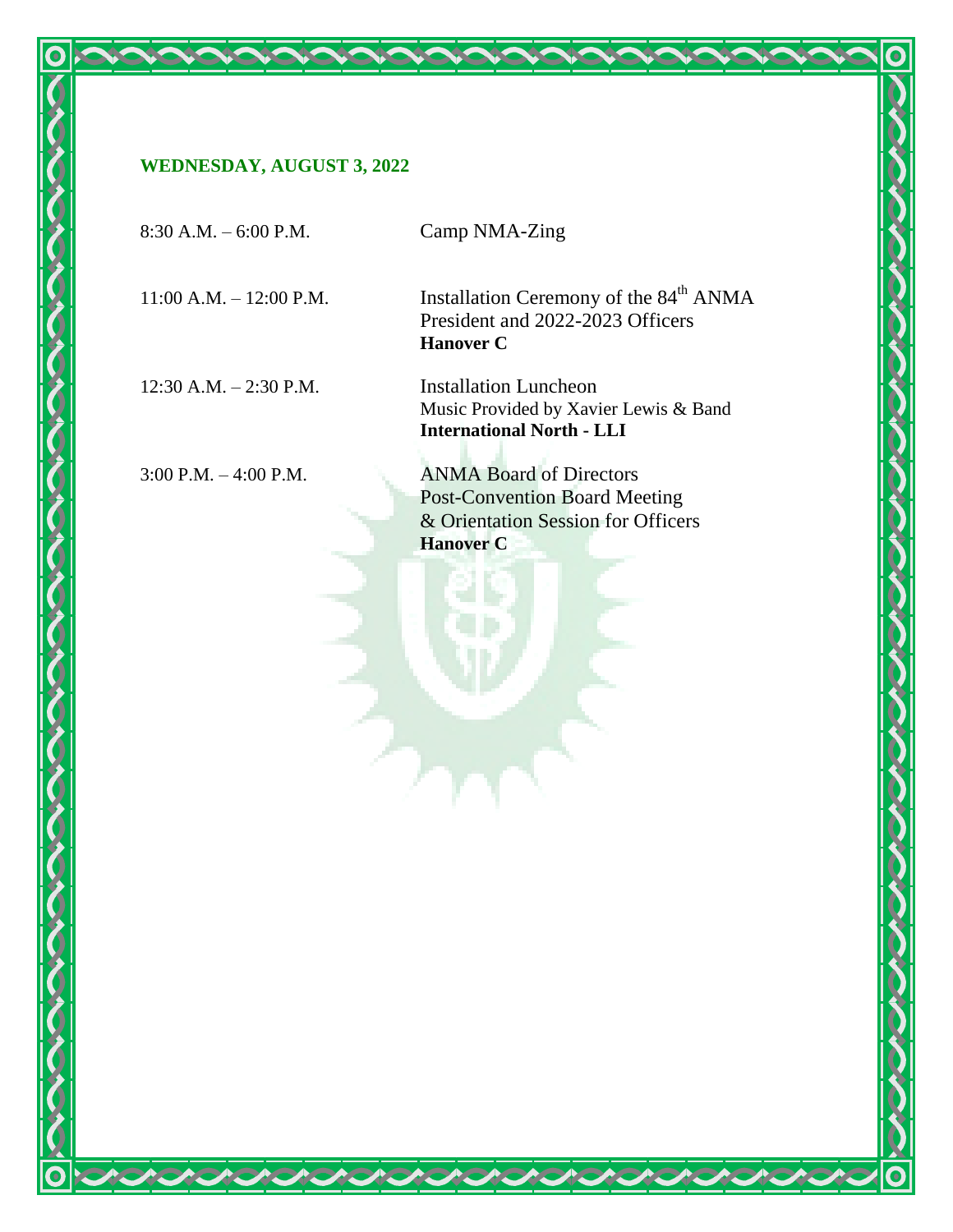## WEDNESDAY, AUGUST 3, 2022

| | |
|---|---|
| 8:30 A.M. – 6:00 P.M. | Camp NMA-Zing |
| 11:00 A.M. – 12:00 P.M. | Installation Ceremony of the 84th ANMA President and 2022-2023 Officers **Hanover C** |
| 12:30 A.M. – 2:30 P.M. | Installation Luncheon Music Provided by Xavier Lewis & Band **International North - LLI** |
| 3:00 P.M. – 4:00 P.M. | ANMA Board of Directors Post-Convention Board Meeting & Orientation Session for Officers **Hanover C** |